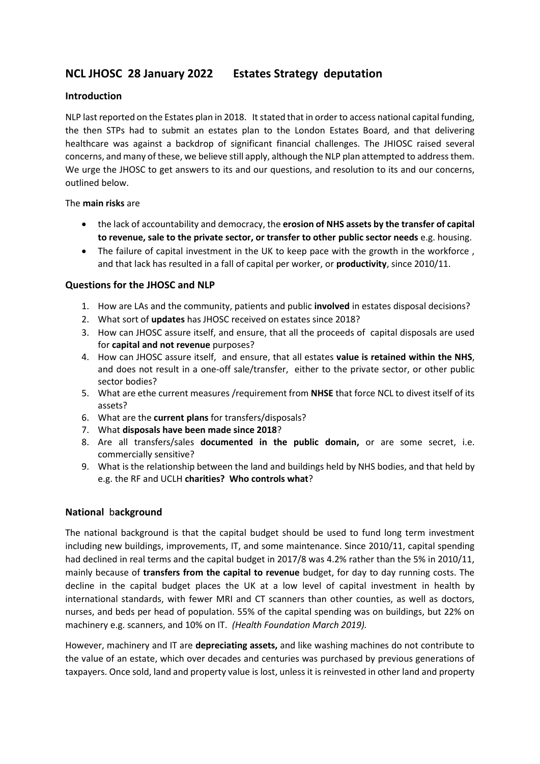# NCL JHOSC 28 January 2022 Estates Strategy deputation

## Introduction

NLP last reported on the Estates plan in 2018. It stated that in order to access national capital funding, the then STPs had to submit an estates plan to the London Estates Board, and that delivering healthcare was against a backdrop of significant financial challenges. The JHIOSC raised several concerns, and many of these, we believe still apply, although the NLP plan attempted to address them. We urge the JHOSC to get answers to its and our questions, and resolution to its and our concerns, outlined below.

The **main risks** are

- the lack of accountability and democracy, the **erosion of NHS assets by the transfer of capital to revenue, sale to the private sector, or transfer to other public sector needs** e.g. housing.
- The failure of capital investment in the UK to keep pace with the growth in the workforce , and that lack has resulted in a fall of capital per worker, or **productivity**, since 2010/11.

## Questions for the JHOSC and NLP

1. How are LAs and the community, patients and public **involved** in estates disposal decisions?
2. What sort of **updates** has JHOSC received on estates since 2018?
3. How can JHOSC assure itself, and ensure, that all the proceeds of capital disposals are used for **capital and not revenue** purposes?
4. How can JHOSC assure itself, and ensure, that all estates **value is retained within the NHS**, and does not result in a one-off sale/transfer, either to the private sector, or other public sector bodies?
5. What are ethe current measures /requirement from **NHSE** that force NCL to divest itself of its assets?
6. What are the **current plans** for transfers/disposals?
7. What **disposals have been made since 2018**?
8. Are all transfers/sales **documented in the public domain,** or are some secret, i.e. commercially sensitive?
9. What is the relationship between the land and buildings held by NHS bodies, and that held by e.g. the RF and UCLH **charities? Who controls what**?

## National background

The national background is that the capital budget should be used to fund long term investment including new buildings, improvements, IT, and some maintenance. Since 2010/11, capital spending had declined in real terms and the capital budget in 2017/8 was 4.2% rather than the 5% in 2010/11, mainly because of **transfers from the capital to revenue** budget, for day to day running costs. The decline in the capital budget places the UK at a low level of capital investment in health by international standards, with fewer MRI and CT scanners than other counties, as well as doctors, nurses, and beds per head of population. 55% of the capital spending was on buildings, but 22% on machinery e.g. scanners, and 10% on IT. *(Health Foundation March 2019).*

However, machinery and IT are **depreciating assets,** and like washing machines do not contribute to the value of an estate, which over decades and centuries was purchased by previous generations of taxpayers. Once sold, land and property value is lost, unless it is reinvested in other land and property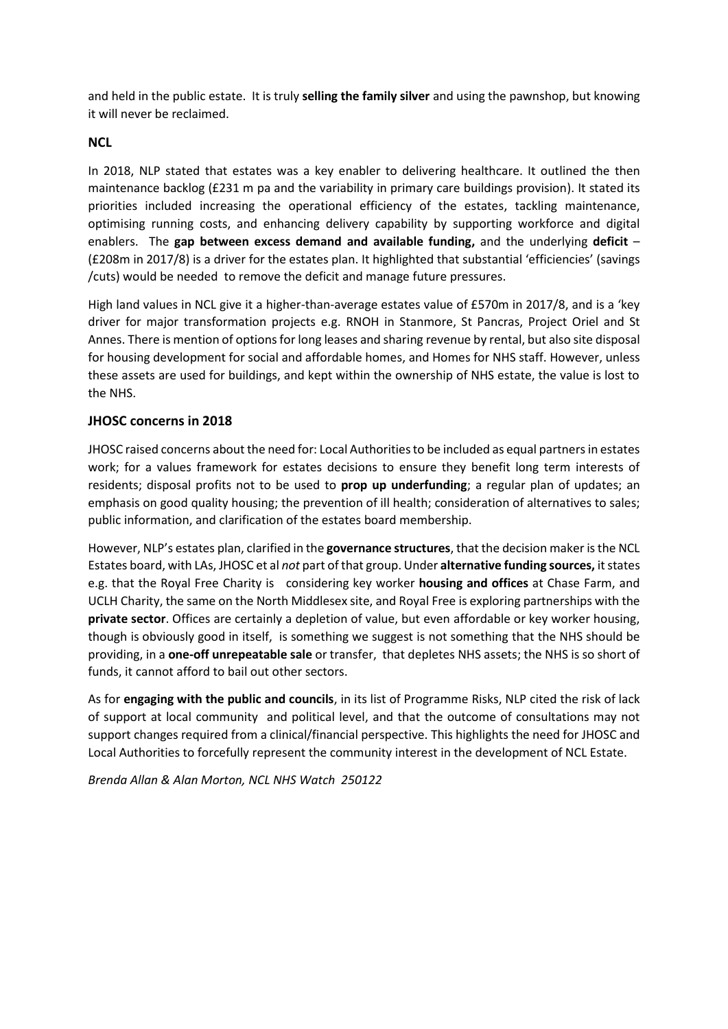and held in the public estate. It is truly **selling the family silver** and using the pawnshop, but knowing it will never be reclaimed.

## NCL

In 2018, NLP stated that estates was a key enabler to delivering healthcare. It outlined the then maintenance backlog (£231 m pa and the variability in primary care buildings provision). It stated its priorities included increasing the operational efficiency of the estates, tackling maintenance, optimising running costs, and enhancing delivery capability by supporting workforce and digital enablers. The **gap between excess demand and available funding,** and the underlying **deficit** – (£208m in 2017/8) is a driver for the estates plan. It highlighted that substantial 'efficiencies' (savings /cuts) would be needed to remove the deficit and manage future pressures.

High land values in NCL give it a higher-than-average estates value of £570m in 2017/8, and is a 'key driver for major transformation projects e.g. RNOH in Stanmore, St Pancras, Project Oriel and St Annes. There is mention of options for long leases and sharing revenue by rental, but also site disposal for housing development for social and affordable homes, and Homes for NHS staff. However, unless these assets are used for buildings, and kept within the ownership of NHS estate, the value is lost to the NHS.

## JHOSC concerns in 2018

JHOSC raised concerns about the need for: Local Authorities to be included as equal partners in estates work; for a values framework for estates decisions to ensure they benefit long term interests of residents; disposal profits not to be used to **prop up underfunding**; a regular plan of updates; an emphasis on good quality housing; the prevention of ill health; consideration of alternatives to sales; public information, and clarification of the estates board membership.

However, NLP's estates plan, clarified in the **governance structures**, that the decision maker is the NCL Estates board, with LAs, JHOSC et al *not* part of that group. Under **alternative funding sources,** it states e.g. that the Royal Free Charity is considering key worker **housing and offices** at Chase Farm, and UCLH Charity, the same on the North Middlesex site, and Royal Free is exploring partnerships with the **private sector**. Offices are certainly a depletion of value, but even affordable or key worker housing, though is obviously good in itself, is something we suggest is not something that the NHS should be providing, in a **one-off unrepeatable sale** or transfer, that depletes NHS assets; the NHS is so short of funds, it cannot afford to bail out other sectors.

As for **engaging with the public and councils**, in its list of Programme Risks, NLP cited the risk of lack of support at local community and political level, and that the outcome of consultations may not support changes required from a clinical/financial perspective. This highlights the need for JHOSC and Local Authorities to forcefully represent the community interest in the development of NCL Estate.

*Brenda Allan & Alan Morton, NCL NHS Watch 250122*